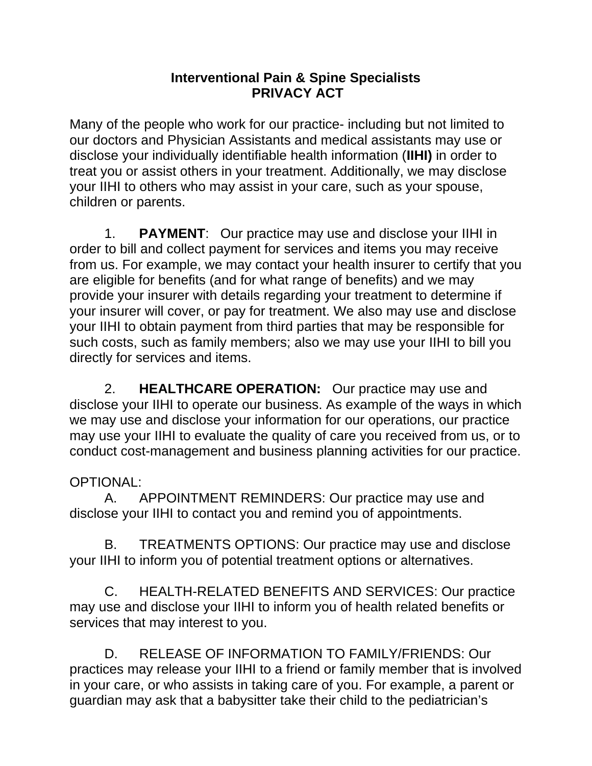# Interventional Pain & Spine Specialists
# PRIVACY ACT

Many of the people who work for our practice- including but not limited to our doctors and Physician Assistants and medical assistants may use or disclose your individually identifiable health information (**IIHI)** in order to treat you or assist others in your treatment. Additionally, we may disclose your IIHI to others who may assist in your care, such as your spouse, children or parents.

1. **PAYMENT**: Our practice may use and disclose your IIHI in order to bill and collect payment for services and items you may receive from us. For example, we may contact your health insurer to certify that you are eligible for benefits (and for what range of benefits) and we may provide your insurer with details regarding your treatment to determine if your insurer will cover, or pay for treatment. We also may use and disclose your IIHI to obtain payment from third parties that may be responsible for such costs, such as family members; also we may use your IIHI to bill you directly for services and items.

2. **HEALTHCARE OPERATION:** Our practice may use and disclose your IIHI to operate our business. As example of the ways in which we may use and disclose your information for our operations, our practice may use your IIHI to evaluate the quality of care you received from us, or to conduct cost-management and business planning activities for our practice.

OPTIONAL:

A. APPOINTMENT REMINDERS: Our practice may use and disclose your IIHI to contact you and remind you of appointments.

B. TREATMENTS OPTIONS: Our practice may use and disclose your IIHI to inform you of potential treatment options or alternatives.

C. HEALTH-RELATED BENEFITS AND SERVICES: Our practice may use and disclose your IIHI to inform you of health related benefits or services that may interest to you.

D. RELEASE OF INFORMATION TO FAMILY/FRIENDS: Our practices may release your IIHI to a friend or family member that is involved in your care, or who assists in taking care of you. For example, a parent or guardian may ask that a babysitter take their child to the pediatrician's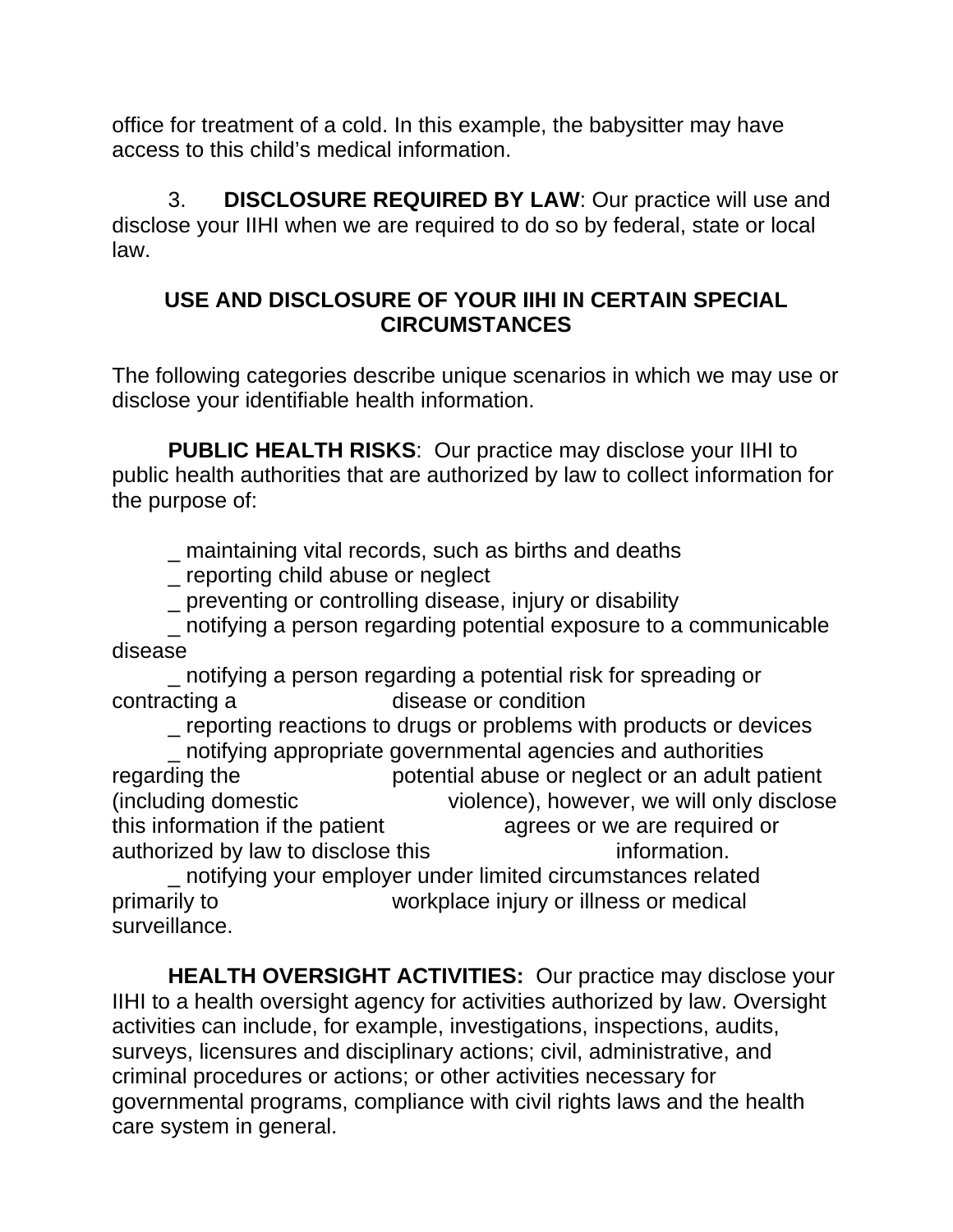office for treatment of a cold. In this example, the babysitter may have access to this child's medical information.

3. **DISCLOSURE REQUIRED BY LAW**: Our practice will use and disclose your IIHI when we are required to do so by federal, state or local law.

## USE AND DISCLOSURE OF YOUR IIHI IN CERTAIN SPECIAL CIRCUMSTANCES

The following categories describe unique scenarios in which we may use or disclose your identifiable health information.

**PUBLIC HEALTH RISKS**: Our practice may disclose your IIHI to public health authorities that are authorized by law to collect information for the purpose of:

_ maintaining vital records, such as births and deaths
_ reporting child abuse or neglect
_ preventing or controlling disease, injury or disability
_ notifying a person regarding potential exposure to a communicable disease
_ notifying a person regarding a potential risk for spreading or contracting a disease or condition
_ reporting reactions to drugs or problems with products or devices
_ notifying appropriate governmental agencies and authorities regarding the potential abuse or neglect or an adult patient (including domestic violence), however, we will only disclose this information if the patient agrees or we are required or authorized by law to disclose this information.
_ notifying your employer under limited circumstances related primarily to workplace injury or illness or medical surveillance.

**HEALTH OVERSIGHT ACTIVITIES:** Our practice may disclose your IIHI to a health oversight agency for activities authorized by law. Oversight activities can include, for example, investigations, inspections, audits, surveys, licensures and disciplinary actions; civil, administrative, and criminal procedures or actions; or other activities necessary for governmental programs, compliance with civil rights laws and the health care system in general.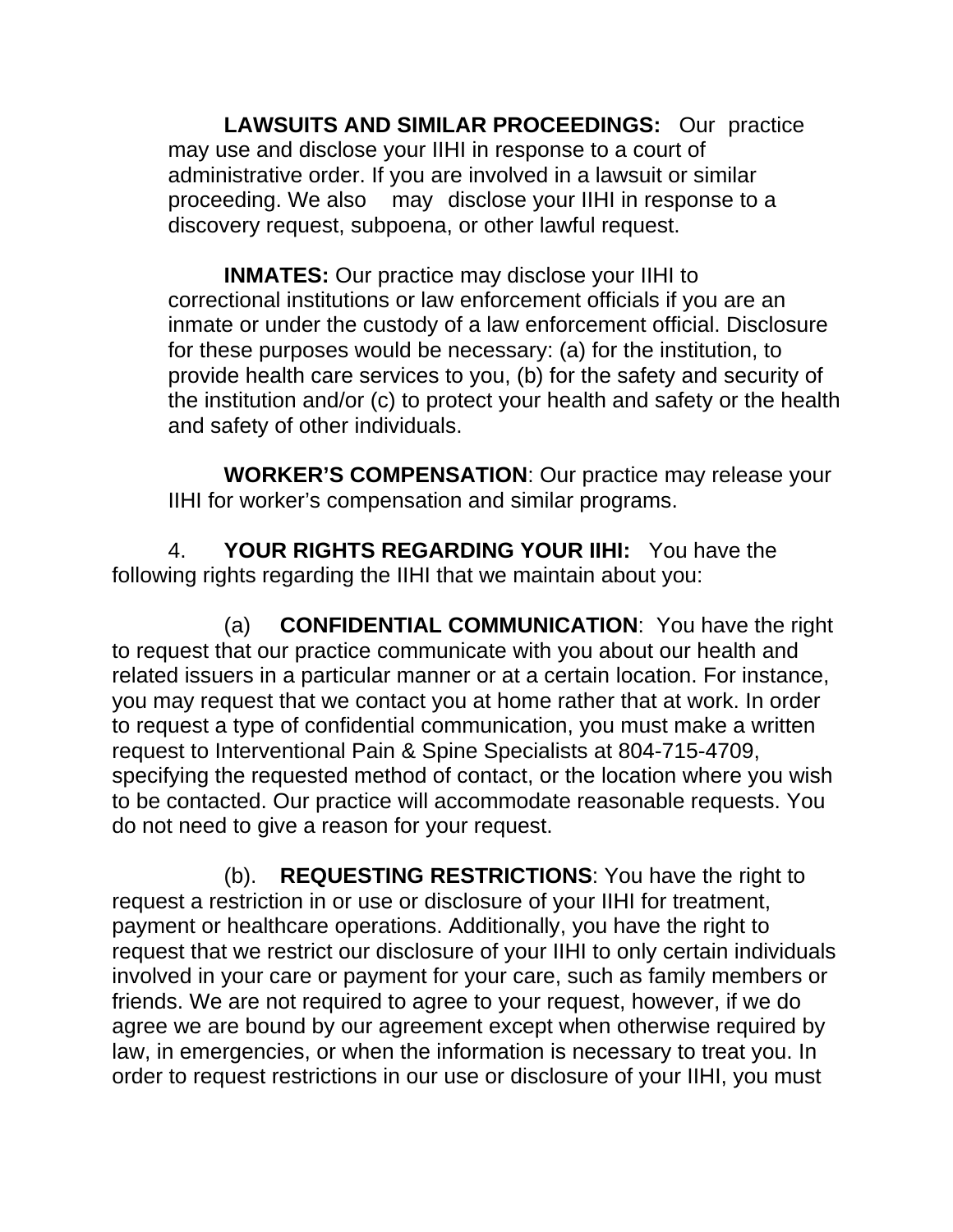**LAWSUITS AND SIMILAR PROCEEDINGS:** Our practice may use and disclose your IIHI in response to a court of administrative order. If you are involved in a lawsuit or similar proceeding. We also may disclose your IIHI in response to a discovery request, subpoena, or other lawful request.

**INMATES:** Our practice may disclose your IIHI to correctional institutions or law enforcement officials if you are an inmate or under the custody of a law enforcement official. Disclosure for these purposes would be necessary: (a) for the institution, to provide health care services to you, (b) for the safety and security of the institution and/or (c) to protect your health and safety or the health and safety of other individuals.

**WORKER'S COMPENSATION**: Our practice may release your IIHI for worker's compensation and similar programs.

4. **YOUR RIGHTS REGARDING YOUR IIHI:** You have the following rights regarding the IIHI that we maintain about you:

(a) **CONFIDENTIAL COMMUNICATION**: You have the right to request that our practice communicate with you about our health and related issuers in a particular manner or at a certain location. For instance, you may request that we contact you at home rather that at work. In order to request a type of confidential communication, you must make a written request to Interventional Pain & Spine Specialists at 804-715-4709, specifying the requested method of contact, or the location where you wish to be contacted. Our practice will accommodate reasonable requests. You do not need to give a reason for your request.

(b). **REQUESTING RESTRICTIONS**: You have the right to request a restriction in or use or disclosure of your IIHI for treatment, payment or healthcare operations. Additionally, you have the right to request that we restrict our disclosure of your IIHI to only certain individuals involved in your care or payment for your care, such as family members or friends. We are not required to agree to your request, however, if we do agree we are bound by our agreement except when otherwise required by law, in emergencies, or when the information is necessary to treat you. In order to request restrictions in our use or disclosure of your IIHI, you must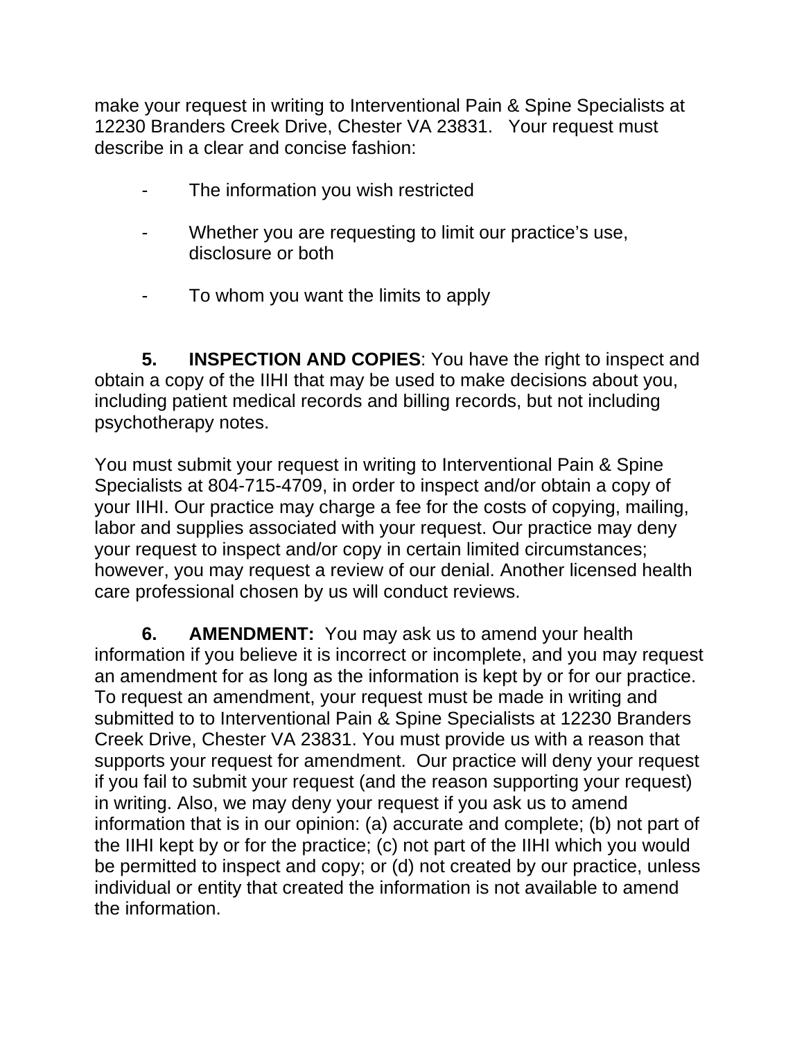make your request in writing to Interventional Pain & Spine Specialists at 12230 Branders Creek Drive, Chester VA 23831. Your request must describe in a clear and concise fashion:

- The information you wish restricted
- Whether you are requesting to limit our practice's use, disclosure or both
- To whom you want the limits to apply

**5. INSPECTION AND COPIES**: You have the right to inspect and obtain a copy of the IIHI that may be used to make decisions about you, including patient medical records and billing records, but not including psychotherapy notes.

You must submit your request in writing to Interventional Pain & Spine Specialists at 804-715-4709, in order to inspect and/or obtain a copy of your IIHI. Our practice may charge a fee for the costs of copying, mailing, labor and supplies associated with your request. Our practice may deny your request to inspect and/or copy in certain limited circumstances; however, you may request a review of our denial. Another licensed health care professional chosen by us will conduct reviews.

**6. AMENDMENT:** You may ask us to amend your health information if you believe it is incorrect or incomplete, and you may request an amendment for as long as the information is kept by or for our practice. To request an amendment, your request must be made in writing and submitted to to Interventional Pain & Spine Specialists at 12230 Branders Creek Drive, Chester VA 23831. You must provide us with a reason that supports your request for amendment. Our practice will deny your request if you fail to submit your request (and the reason supporting your request) in writing. Also, we may deny your request if you ask us to amend information that is in our opinion: (a) accurate and complete; (b) not part of the IIHI kept by or for the practice; (c) not part of the IIHI which you would be permitted to inspect and copy; or (d) not created by our practice, unless individual or entity that created the information is not available to amend the information.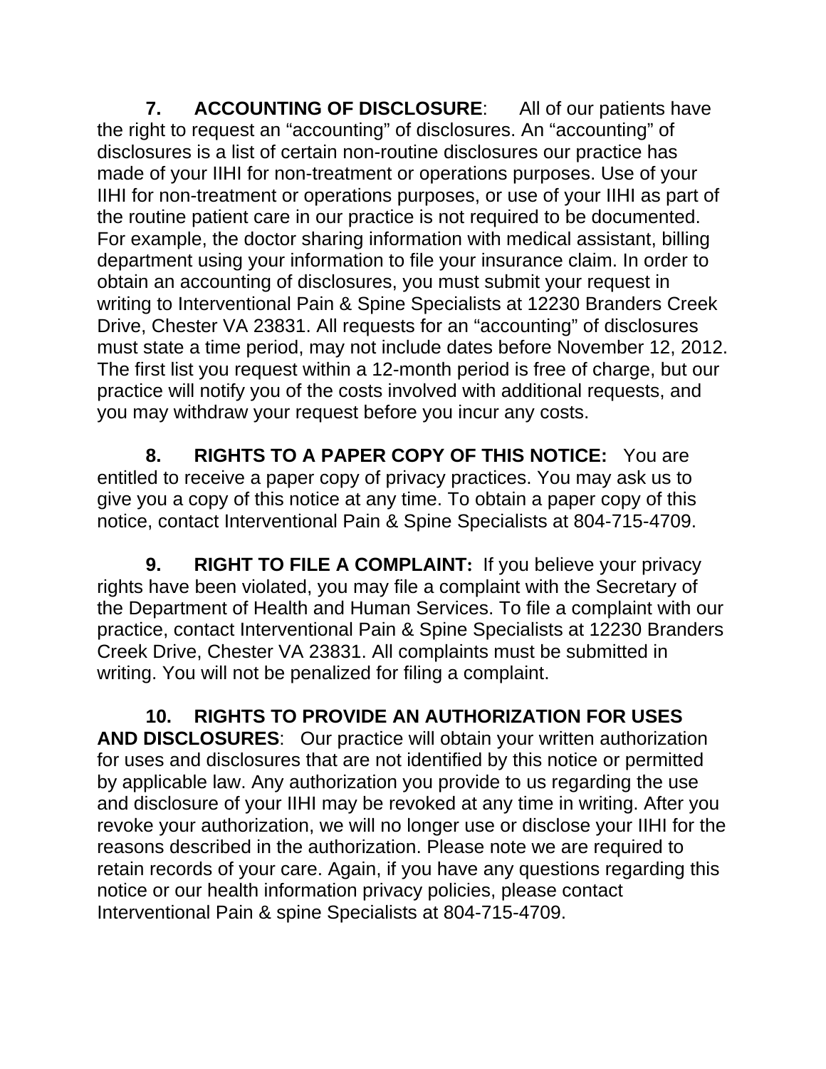**7. ACCOUNTING OF DISCLOSURE**: All of our patients have the right to request an "accounting" of disclosures. An "accounting" of disclosures is a list of certain non-routine disclosures our practice has made of your IIHI for non-treatment or operations purposes. Use of your IIHI for non-treatment or operations purposes, or use of your IIHI as part of the routine patient care in our practice is not required to be documented. For example, the doctor sharing information with medical assistant, billing department using your information to file your insurance claim. In order to obtain an accounting of disclosures, you must submit your request in writing to Interventional Pain & Spine Specialists at 12230 Branders Creek Drive, Chester VA 23831. All requests for an "accounting" of disclosures must state a time period, may not include dates before November 12, 2012. The first list you request within a 12-month period is free of charge, but our practice will notify you of the costs involved with additional requests, and you may withdraw your request before you incur any costs.

**8. RIGHTS TO A PAPER COPY OF THIS NOTICE:** You are entitled to receive a paper copy of privacy practices. You may ask us to give you a copy of this notice at any time. To obtain a paper copy of this notice, contact Interventional Pain & Spine Specialists at 804-715-4709.

**9. RIGHT TO FILE A COMPLAINT:** If you believe your privacy rights have been violated, you may file a complaint with the Secretary of the Department of Health and Human Services. To file a complaint with our practice, contact Interventional Pain & Spine Specialists at 12230 Branders Creek Drive, Chester VA 23831. All complaints must be submitted in writing. You will not be penalized for filing a complaint.

**10. RIGHTS TO PROVIDE AN AUTHORIZATION FOR USES AND DISCLOSURES**: Our practice will obtain your written authorization for uses and disclosures that are not identified by this notice or permitted by applicable law. Any authorization you provide to us regarding the use and disclosure of your IIHI may be revoked at any time in writing. After you revoke your authorization, we will no longer use or disclose your IIHI for the reasons described in the authorization. Please note we are required to retain records of your care. Again, if you have any questions regarding this notice or our health information privacy policies, please contact Interventional Pain & spine Specialists at 804-715-4709.